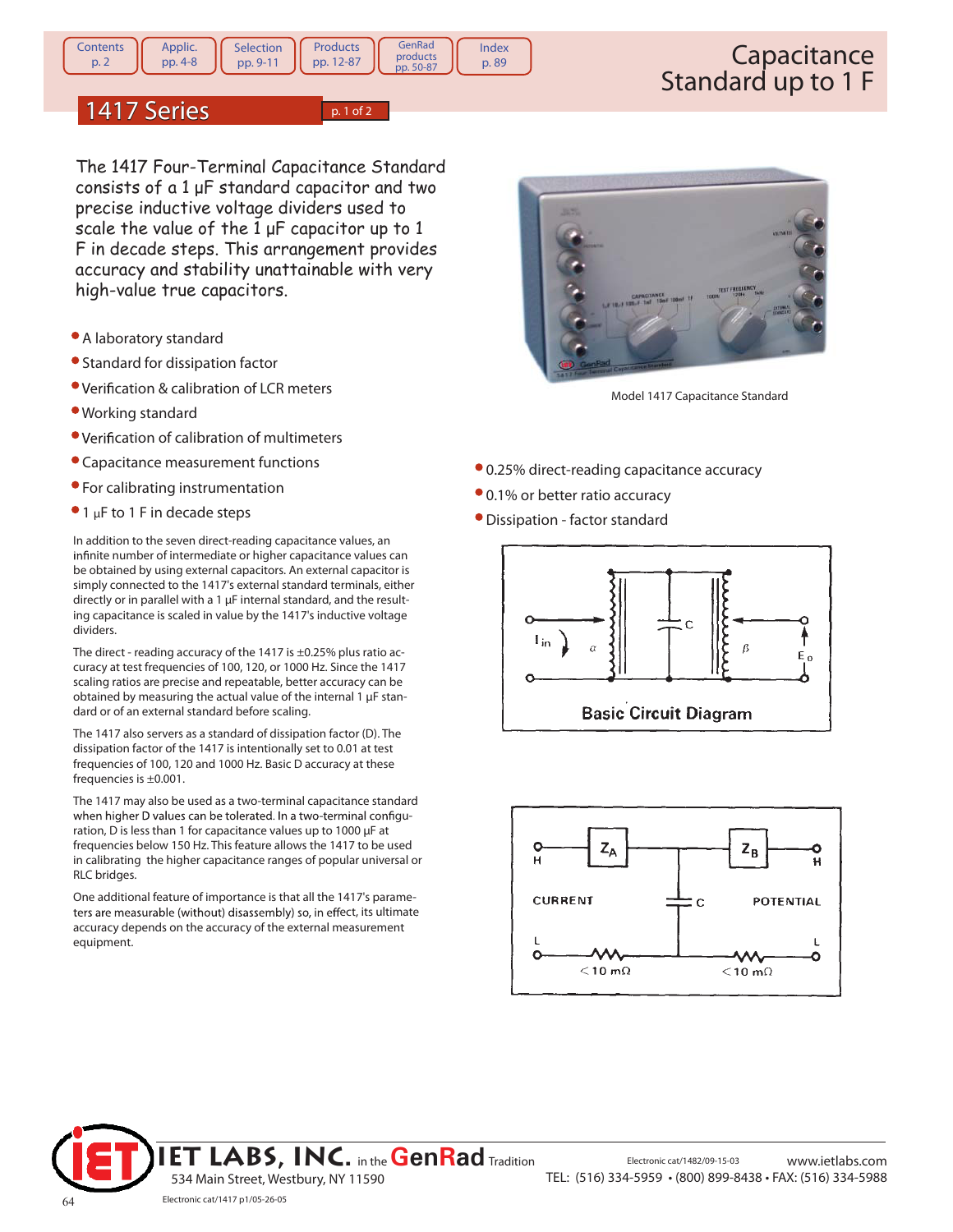# Capacitance Standard up to 1 F

## 1417 Series

The 1417 Four-Terminal Capacitance Standard consists of a 1 μF standard capacitor and two precise inductive voltage dividers used to scale the value of the 1 μF capacitor up to 1 F in decade steps. This arrangement provides accuracy and stability unattainable with very high-value true capacitors.

- A laboratory standard
- Standard for dissipation factor
- Verification & calibration of LCR meters
- Working standard
- Verification of calibration of multimeters
- Capacitance measurement functions
- For calibrating instrumentation
- 1 μF to 1 F in decade steps

Model 1417 Capacitance Standard

- 0.25% direct-reading capacitance accuracy
- 0.1% or better ratio accuracy
- Dissipation - factor standard

In addition to the seven direct-reading capacitance values, an infinite number of intermediate or higher capacitance values can be obtained by using external capacitors. An external capacitor is simply connected to the 1417's external standard terminals, either directly or in parallel with a 1 μF internal standard, and the resulting capacitance is scaled in value by the 1417's inductive voltage dividers.

The direct - reading accuracy of the 1417 is ±0.25% plus ratio accuracy at test frequencies of 100, 120, or 1000 Hz. Since the 1417 scaling ratios are precise and repeatable, better accuracy can be obtained by measuring the actual value of the internal 1 μF standard or of an external standard before scaling.

The 1417 also servers as a standard of dissipation factor (D). The dissipation factor of the 1417 is intentionally set to 0.01 at test frequencies of 100, 120 and 1000 Hz. Basic D accuracy at these frequencies is ±0.001.

The 1417 may also be used as a two-terminal capacitance standard when higher D values can be tolerated. In a two-terminal configuration, D is less than 1 for capacitance values up to 1000 μF at frequencies below 150 Hz. This feature allows the 1417 to be used in calibrating the higher capacitance ranges of popular universal or RLC bridges.

One additional feature of importance is that all the 1417's parameters are measurable (without) disassembly) so, in effect, its ultimate accuracy depends on the accuracy of the external measurement equipment.

Basic Circuit Diagram

IET LABS, INC. in the GenRad Tradition
534 Main Street, Westbury, NY 11590
www.ietlabs.com
TEL: (516) 334-5959 • (800) 899-8438 • FAX: (516) 334-5988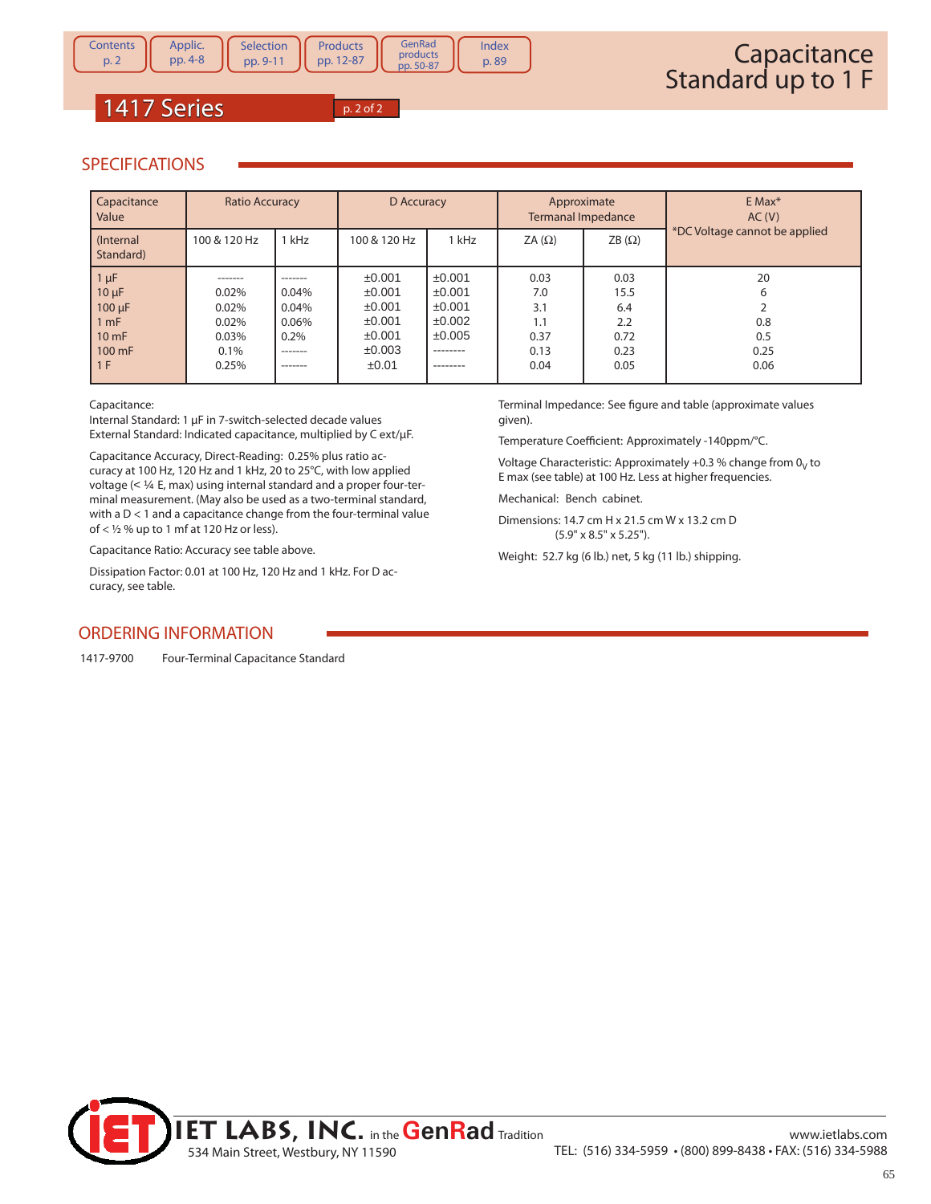# Capacitance Standard up to 1 F

## 1417 Series

## SPECIFICATIONS

| Capacitance Value | Ratio Accuracy | | D Accuracy | | Approximate Termanal Impedance | | E Max* AC (V) |
|---|---|---|---|---|---|---|---|
| (Internal Standard) | 100 & 120 Hz | 1 kHz | 100 & 120 Hz | 1 kHz | ZA (Ω) | ZB (Ω) | *DC Voltage cannot be applied |
| 1 µF | ------- | ------- | ±0.001 | ±0.001 | 0.03 | 0.03 | 20 |
| 10 µF | 0.02% | 0.04% | ±0.001 | ±0.001 | 7.0 | 15.5 | 6 |
| 100 µF | 0.02% | 0.04% | ±0.001 | ±0.001 | 3.1 | 6.4 | 2 |
| 1 mF | 0.02% | 0.06% | ±0.001 | ±0.002 | 1.1 | 2.2 | 0.8 |
| 10 mF | 0.03% | 0.2% | ±0.001 | ±0.005 | 0.37 | 0.72 | 0.5 |
| 100 mF | 0.1% | ------- | ±0.003 | -------- | 0.13 | 0.23 | 0.25 |
| 1 F | 0.25% | ------- | ±0.01 | -------- | 0.04 | 0.05 | 0.06 |

Capacitance:
Internal Standard: 1 µF in 7-switch-selected decade values
External Standard: Indicated capacitance, multiplied by C ext/µF.

Capacitance Accuracy, Direct-Reading: 0.25% plus ratio accuracy at 100 Hz, 120 Hz and 1 kHz, 20 to 25°C, with low applied voltage (< ¼ E, max) using internal standard and a proper four-terminal measurement. (May also be used as a two-terminal standard, with a D < 1 and a capacitance change from the four-terminal value of < ½ % up to 1 mf at 120 Hz or less).

Capacitance Ratio: Accuracy see table above.

Dissipation Factor: 0.01 at 100 Hz, 120 Hz and 1 kHz. For D accuracy, see table.

Terminal Impedance: See figure and table (approximate values given).

Temperature Coefficient: Approximately -140ppm/°C.

Voltage Characteristic: Approximately +0.3 % change from $0_V$ to E max (see table) at 100 Hz. Less at higher frequencies.

Mechanical: Bench cabinet.

Dimensions: 14.7 cm H x 21.5 cm W x 13.2 cm D
(5.9" x 8.5" x 5.25").

Weight: 52.7 kg (6 lb.) net, 5 kg (11 lb.) shipping.

## ORDERING INFORMATION

1417-9700 Four-Terminal Capacitance Standard